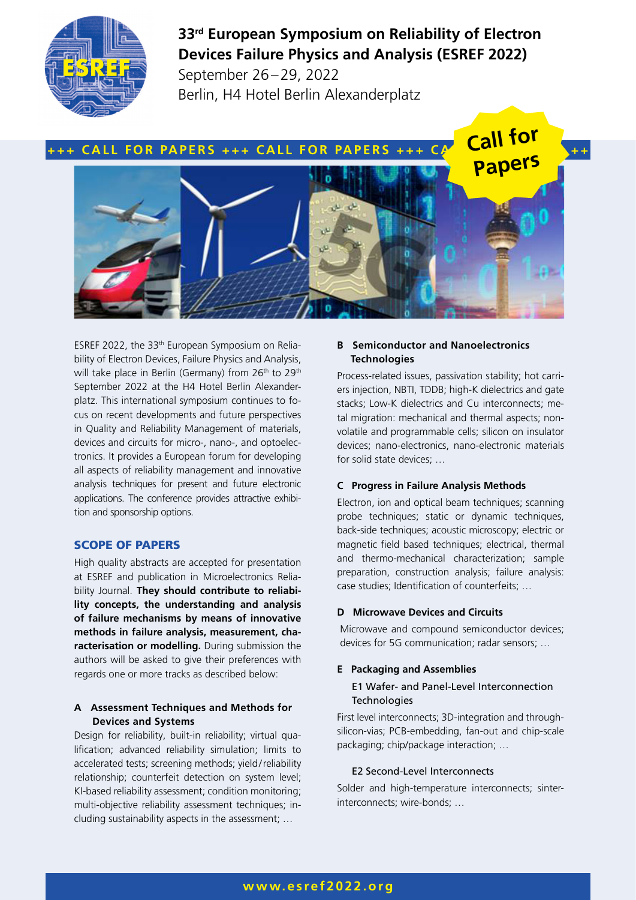# 33rd European Symposium on Reliability of Electron Devices Failure Physics and Analysis (ESREF 2022)

September 26–29, 2022
Berlin, H4 Hotel Berlin Alexanderplatz

+++ CALL FOR PAPERS +++ CALL FOR PAPERS +++

**Call for Papers**

ESREF 2022, the 33th European Symposium on Reliability of Electron Devices, Failure Physics and Analysis, will take place in Berlin (Germany) from 26th to 29th September 2022 at the H4 Hotel Berlin Alexanderplatz. This international symposium continues to focus on recent developments and future perspectives in Quality and Reliability Management of materials, devices and circuits for micro-, nano-, and optoelectronics. It provides a European forum for developing all aspects of reliability management and innovative analysis techniques for present and future electronic applications. The conference provides attractive exhibition and sponsorship options.

## SCOPE OF PAPERS

High quality abstracts are accepted for presentation at ESREF and publication in Microelectronics Reliability Journal. **They should contribute to reliability concepts, the understanding and analysis of failure mechanisms by means of innovative methods in failure analysis, measurement, characterisation or modelling.** During submission the authors will be asked to give their preferences with regards one or more tracks as described below:

### A Assessment Techniques and Methods for Devices and Systems

Design for reliability, built-in reliability; virtual qualification; advanced reliability simulation; limits to accelerated tests; screening methods; yield/reliability relationship; counterfeit detection on system level; KI-based reliability assessment; condition monitoring; multi-objective reliability assessment techniques; including sustainability aspects in the assessment; …

### B Semiconductor and Nanoelectronics Technologies

Process-related issues, passivation stability; hot carriers injection, NBTI, TDDB; high-K dielectrics and gate stacks; Low-K dielectrics and Cu interconnects; metal migration: mechanical and thermal aspects; non-volatile and programmable cells; silicon on insulator devices; nano-electronics, nano-electronic materials for solid state devices; …

### C Progress in Failure Analysis Methods

Electron, ion and optical beam techniques; scanning probe techniques; static or dynamic techniques, back-side techniques; acoustic microscopy; electric or magnetic field based techniques; electrical, thermal and thermo-mechanical characterization; sample preparation, construction analysis; failure analysis: case studies; Identification of counterfeits; …

### D Microwave Devices and Circuits

Microwave and compound semiconductor devices; devices for 5G communication; radar sensors; …

### E Packaging and Assemblies

#### E1 Wafer- and Panel-Level Interconnection Technologies

First level interconnects; 3D-integration and through-silicon-vias; PCB-embedding, fan-out and chip-scale packaging; chip/package interaction; …

#### E2 Second-Level Interconnects

Solder and high-temperature interconnects; sinter-interconnects; wire-bonds; …

**www.esref2022.org**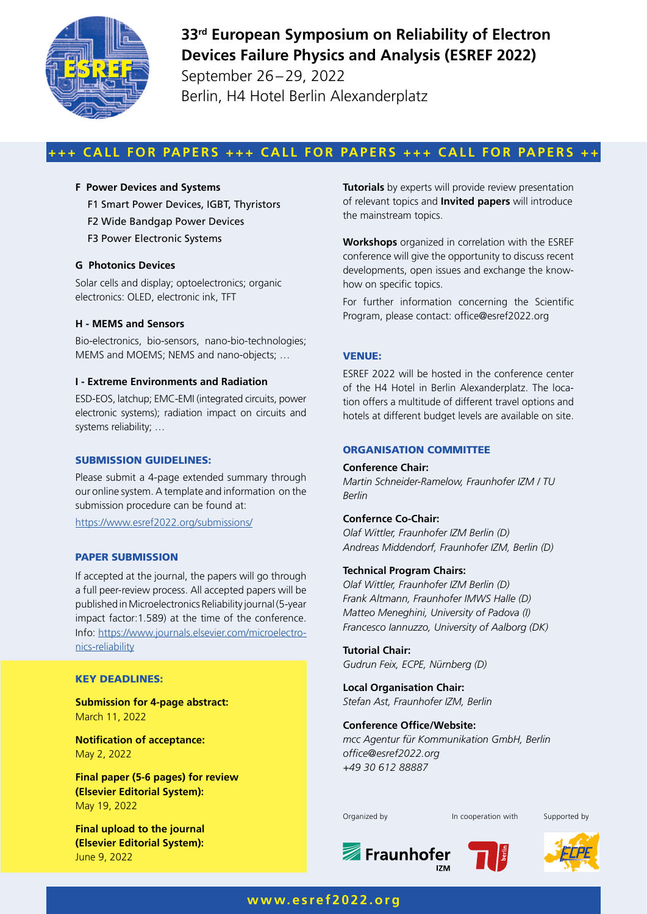# 33rd European Symposium on Reliability of Electron Devices Failure Physics and Analysis (ESREF 2022)

September 26 – 29, 2022

Berlin, H4 Hotel Berlin Alexanderplatz

**+++ CALL FOR PAPERS +++ CALL FOR PAPERS +++ CALL FOR PAPERS ++**

### F Power Devices and Systems

- F1 Smart Power Devices, IGBT, Thyristors
- F2 Wide Bandgap Power Devices
- F3 Power Electronic Systems

### G Photonics Devices

Solar cells and display; optoelectronics; organic electronics: OLED, electronic ink, TFT

### H - MEMS and Sensors

Bio-electronics, bio-sensors, nano-bio-technologies; MEMS and MOEMS; NEMS and nano-objects; …

### I - Extreme Environments and Radiation

ESD-EOS, latchup; EMC-EMI (integrated circuits, power electronic systems); radiation impact on circuits and systems reliability; …

## SUBMISSION GUIDELINES:

Please submit a 4-page extended summary through our online system. A template and information on the submission procedure can be found at:

https://www.esref2022.org/submissions/

## PAPER SUBMISSION

If accepted at the journal, the papers will go through a full peer-review process. All accepted papers will be published in Microelectronics Reliability journal (5-year impact factor:1.589) at the time of the conference. Info: https://www.journals.elsevier.com/microelectronics-reliability

## KEY DEADLINES:

**Submission for 4-page abstract:**
March 11, 2022

**Notification of acceptance:**
May 2, 2022

**Final paper (5-6 pages) for review (Elsevier Editorial System):**
May 19, 2022

**Final upload to the journal (Elsevier Editorial System):**
June 9, 2022

**Tutorials** by experts will provide review presentation of relevant topics and **Invited papers** will introduce the mainstream topics.

**Workshops** organized in correlation with the ESREF conference will give the opportunity to discuss recent developments, open issues and exchange the know-how on specific topics.

For further information concerning the Scientific Program, please contact: office@esref2022.org

## VENUE:

ESREF 2022 will be hosted in the conference center of the H4 Hotel in Berlin Alexanderplatz. The location offers a multitude of different travel options and hotels at different budget levels are available on site.

## ORGANISATION COMMITTEE

**Conference Chair:**
*Martin Schneider-Ramelow, Fraunhofer IZM / TU Berlin*

**Confernce Co-Chair:**
*Olaf Wittler, Fraunhofer IZM Berlin (D)*
*Andreas Middendorf, Fraunhofer IZM, Berlin (D)*

**Technical Program Chairs:**
*Olaf Wittler, Fraunhofer IZM Berlin (D)*
*Frank Altmann, Fraunhofer IMWS Halle (D)*
*Matteo Meneghini, University of Padova (I)*
*Francesco Iannuzzo, University of Aalborg (DK)*

**Tutorial Chair:**
*Gudrun Feix, ECPE, Nürnberg (D)*

**Local Organisation Chair:**
*Stefan Ast, Fraunhofer IZM, Berlin*

**Conference Office/Website:**
*mcc Agentur für Kommunikation GmbH, Berlin*
*office@esref2022.org*
*+49 30 612 88887*

Organized by Fraunhofer IZM — In cooperation with TU Berlin — Supported by ECPE

www.esref2022.org